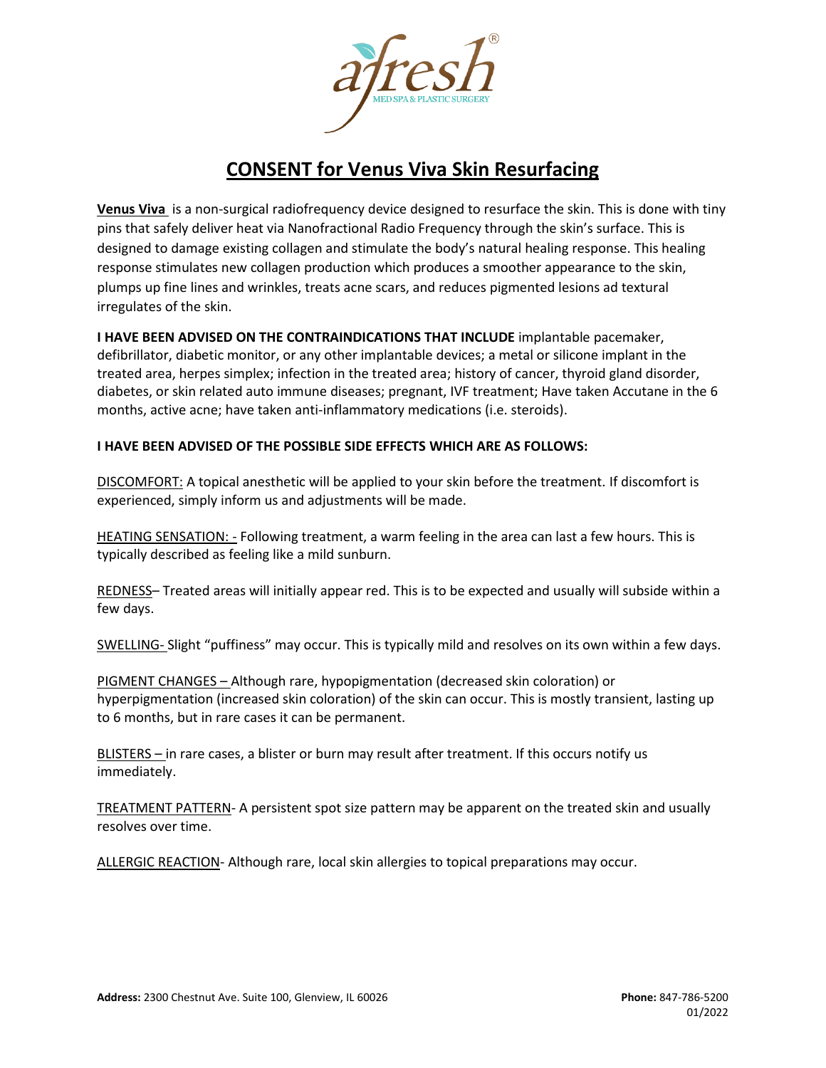# CONSENT for Venus Viva Skin Resurfacing

**Venus Viva** is a non-surgical radiofrequency device designed to resurface the skin. This is done with tiny pins that safely deliver heat via Nanofractional Radio Frequency through the skin's surface. This is designed to damage existing collagen and stimulate the body's natural healing response. This healing response stimulates new collagen production which produces a smoother appearance to the skin, plumps up fine lines and wrinkles, treats acne scars, and reduces pigmented lesions ad textural irregulates of the skin.

**I HAVE BEEN ADVISED ON THE CONTRAINDICATIONS THAT INCLUDE** implantable pacemaker, defibrillator, diabetic monitor, or any other implantable devices; a metal or silicone implant in the treated area, herpes simplex; infection in the treated area; history of cancer, thyroid gland disorder, diabetes, or skin related auto immune diseases; pregnant, IVF treatment; Have taken Accutane in the 6 months, active acne; have taken anti-inflammatory medications (i.e. steroids).

**I HAVE BEEN ADVISED OF THE POSSIBLE SIDE EFFECTS WHICH ARE AS FOLLOWS:**

DISCOMFORT: A topical anesthetic will be applied to your skin before the treatment. If discomfort is experienced, simply inform us and adjustments will be made.

HEATING SENSATION: - Following treatment, a warm feeling in the area can last a few hours. This is typically described as feeling like a mild sunburn.

REDNESS– Treated areas will initially appear red. This is to be expected and usually will subside within a few days.

SWELLING- Slight "puffiness" may occur. This is typically mild and resolves on its own within a few days.

PIGMENT CHANGES – Although rare, hypopigmentation (decreased skin coloration) or hyperpigmentation (increased skin coloration) of the skin can occur. This is mostly transient, lasting up to 6 months, but in rare cases it can be permanent.

BLISTERS – in rare cases, a blister or burn may result after treatment. If this occurs notify us immediately.

TREATMENT PATTERN- A persistent spot size pattern may be apparent on the treated skin and usually resolves over time.

ALLERGIC REACTION- Although rare, local skin allergies to topical preparations may occur.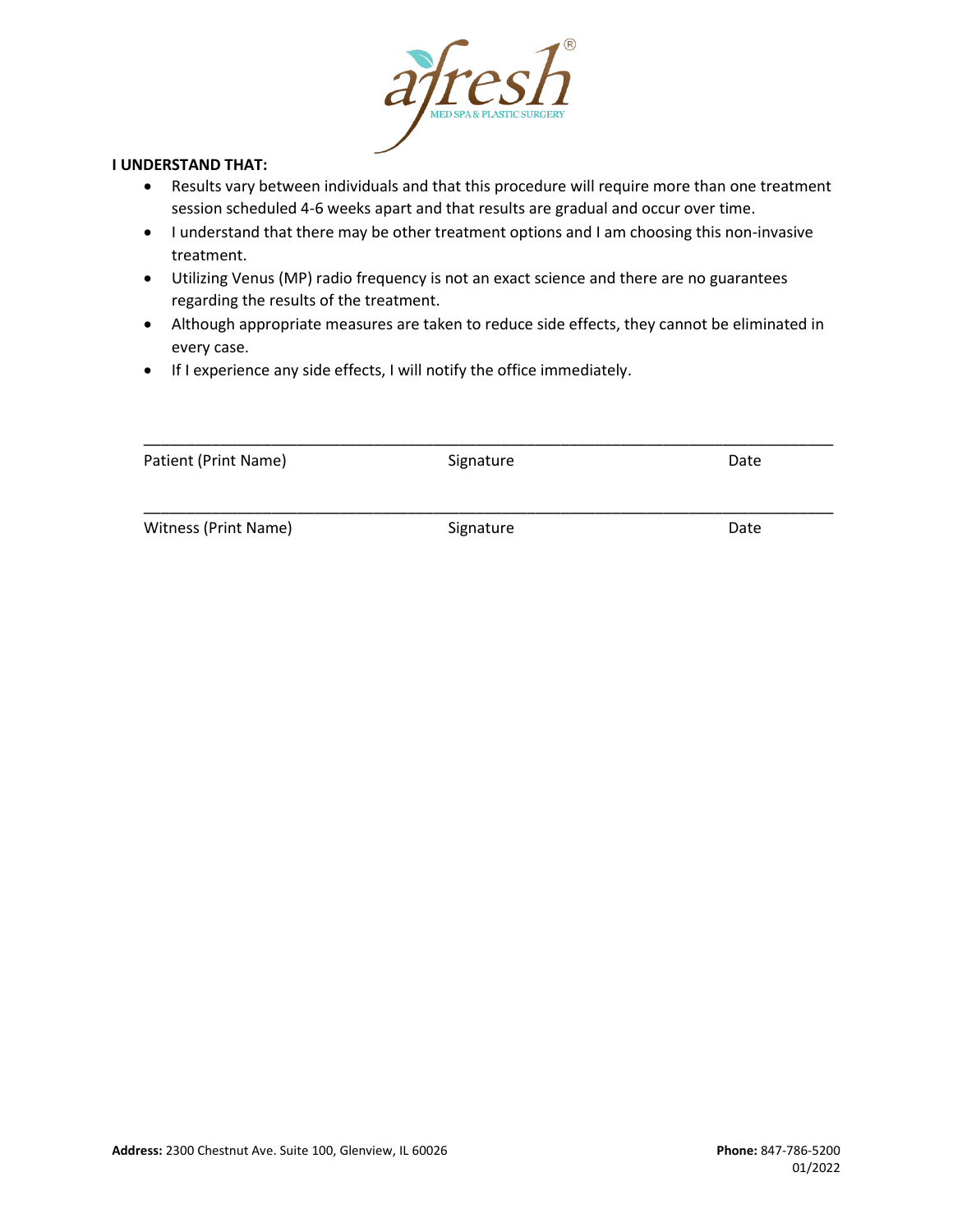**I UNDERSTAND THAT:**

- Results vary between individuals and that this procedure will require more than one treatment session scheduled 4-6 weeks apart and that results are gradual and occur over time.
- I understand that there may be other treatment options and I am choosing this non-invasive treatment.
- Utilizing Venus (MP) radio frequency is not an exact science and there are no guarantees regarding the results of the treatment.
- Although appropriate measures are taken to reduce side effects, they cannot be eliminated in every case.
- If I experience any side effects, I will notify the office immediately.

\_\_\_\_\_\_\_\_\_\_\_\_\_\_\_\_\_\_\_\_\_\_\_\_\_\_\_\_\_\_\_\_\_\_\_\_\_\_\_\_\_\_\_\_\_\_\_\_\_\_\_\_\_\_\_\_\_\_\_\_\_\_\_\_\_\_\_\_\_\_\_\_

Patient (Print Name)    Signature    Date

\_\_\_\_\_\_\_\_\_\_\_\_\_\_\_\_\_\_\_\_\_\_\_\_\_\_\_\_\_\_\_\_\_\_\_\_\_\_\_\_\_\_\_\_\_\_\_\_\_\_\_\_\_\_\_\_\_\_\_\_\_\_\_\_\_\_\_\_\_\_\_\_

Witness (Print Name)    Signature    Date